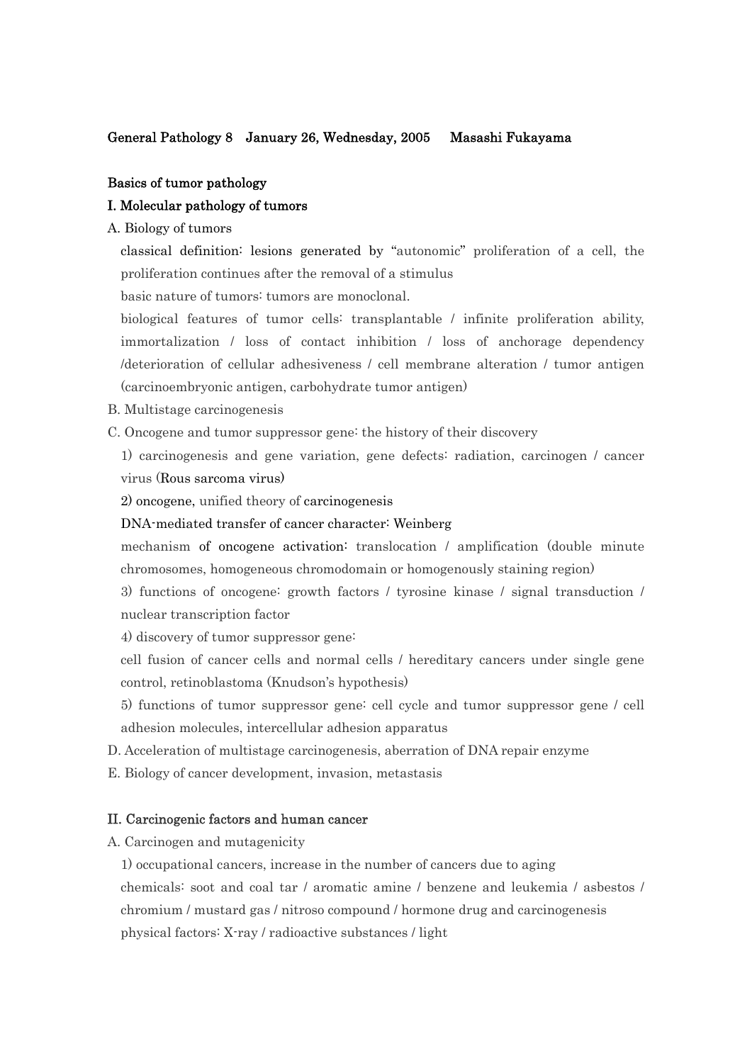**General Pathology 8　January 26, Wednesday, 2005　Masashi Fukayama**

## Basics of tumor pathology

### I. Molecular pathology of tumors

A. Biology of tumors

classical definition: lesions generated by “autonomic” proliferation of a cell, the proliferation continues after the removal of a stimulus

basic nature of tumors: tumors are monoclonal.

biological features of tumor cells: transplantable / infinite proliferation ability, immortalization / loss of contact inhibition / loss of anchorage dependency /deterioration of cellular adhesiveness / cell membrane alteration / tumor antigen (carcinoembryonic antigen, carbohydrate tumor antigen)

B. Multistage carcinogenesis

C. Oncogene and tumor suppressor gene: the history of their discovery

1) carcinogenesis and gene variation, gene defects: radiation, carcinogen / cancer virus (Rous sarcoma virus)

2) oncogene, unified theory of carcinogenesis

DNA-mediated transfer of cancer character: Weinberg

mechanism of oncogene activation: translocation / amplification (double minute chromosomes, homogeneous chromodomain or homogenously staining region)

3) functions of oncogene: growth factors / tyrosine kinase / signal transduction / nuclear transcription factor

4) discovery of tumor suppressor gene:

cell fusion of cancer cells and normal cells / hereditary cancers under single gene control, retinoblastoma (Knudson’s hypothesis)

5) functions of tumor suppressor gene: cell cycle and tumor suppressor gene / cell adhesion molecules, intercellular adhesion apparatus

D. Acceleration of multistage carcinogenesis, aberration of DNA repair enzyme

E. Biology of cancer development, invasion, metastasis

### II. Carcinogenic factors and human cancer

A. Carcinogen and mutagenicity

1) occupational cancers, increase in the number of cancers due to aging

chemicals: soot and coal tar / aromatic amine / benzene and leukemia / asbestos / chromium / mustard gas / nitroso compound / hormone drug and carcinogenesis

physical factors: X-ray / radioactive substances / light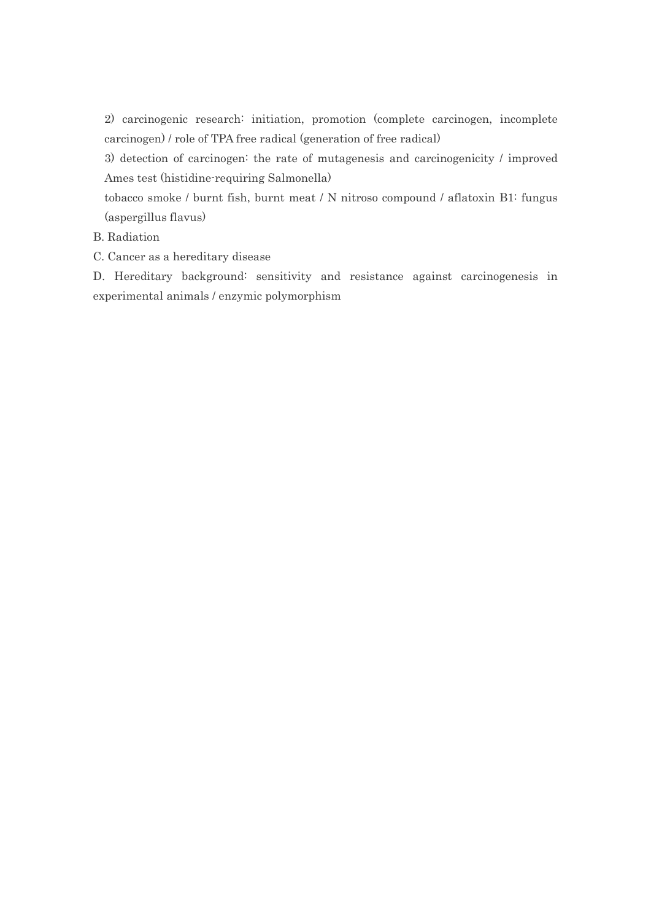2) carcinogenic research: initiation, promotion (complete carcinogen, incomplete carcinogen) / role of TPA free radical (generation of free radical)

3) detection of carcinogen: the rate of mutagenesis and carcinogenicity / improved Ames test (histidine-requiring Salmonella)

tobacco smoke / burnt fish, burnt meat / N nitroso compound / aflatoxin B1: fungus (aspergillus flavus)

B. Radiation

C. Cancer as a hereditary disease

D. Hereditary background: sensitivity and resistance against carcinogenesis in experimental animals / enzymic polymorphism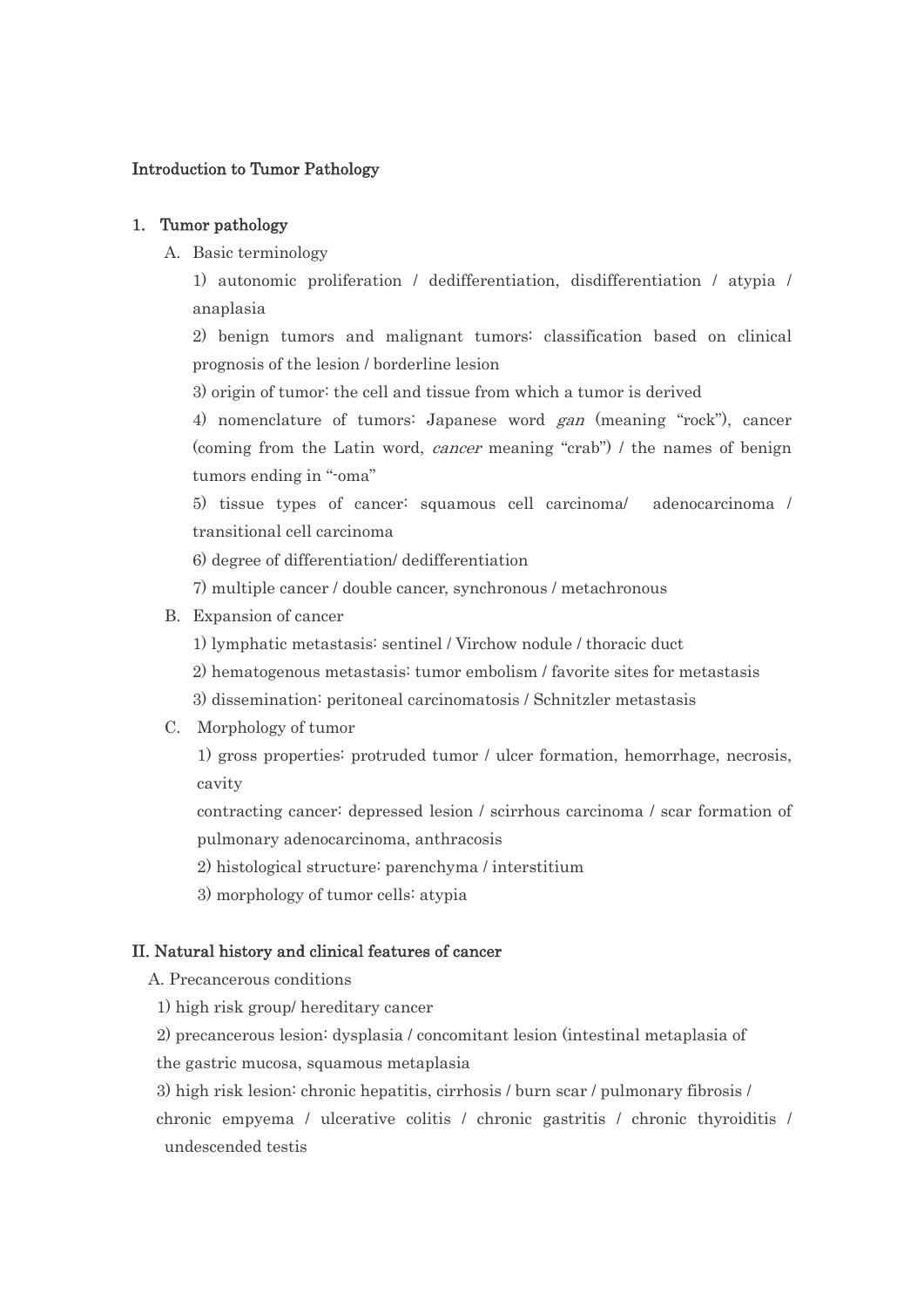## Introduction to Tumor Pathology

### 1. Tumor pathology

A. Basic terminology

1) autonomic proliferation / dedifferentiation, disdifferentiation / atypia / anaplasia

2) benign tumors and malignant tumors: classification based on clinical prognosis of the lesion / borderline lesion

3) origin of tumor: the cell and tissue from which a tumor is derived

4) nomenclature of tumors: Japanese word *gan* (meaning "rock"), cancer (coming from the Latin word, *cancer* meaning "crab") / the names of benign tumors ending in "-oma"

5) tissue types of cancer: squamous cell carcinoma/ adenocarcinoma / transitional cell carcinoma

6) degree of differentiation/ dedifferentiation

7) multiple cancer / double cancer, synchronous / metachronous

B. Expansion of cancer

1) lymphatic metastasis: sentinel / Virchow nodule / thoracic duct

2) hematogenous metastasis: tumor embolism / favorite sites for metastasis

3) dissemination: peritoneal carcinomatosis / Schnitzler metastasis

C. Morphology of tumor

1) gross properties: protruded tumor / ulcer formation, hemorrhage, necrosis, cavity

contracting cancer: depressed lesion / scirrhous carcinoma / scar formation of pulmonary adenocarcinoma, anthracosis

2) histological structure: parenchyma / interstitium

3) morphology of tumor cells: atypia

### II. Natural history and clinical features of cancer

A. Precancerous conditions

1) high risk group/ hereditary cancer

2) precancerous lesion: dysplasia / concomitant lesion (intestinal metaplasia of the gastric mucosa, squamous metaplasia

3) high risk lesion: chronic hepatitis, cirrhosis / burn scar / pulmonary fibrosis / chronic empyema / ulcerative colitis / chronic gastritis / chronic thyroiditis / undescended testis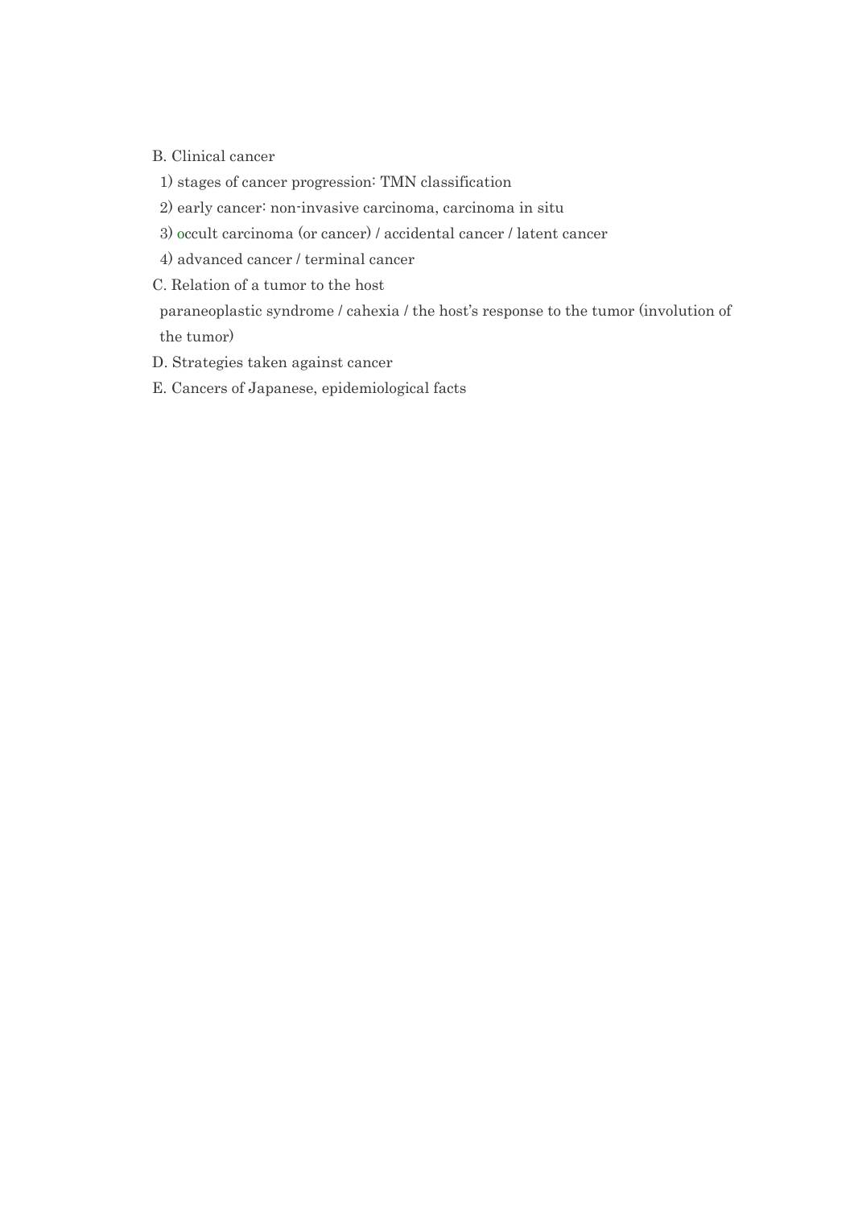B. Clinical cancer

1) stages of cancer progression: TMN classification

2) early cancer: non-invasive carcinoma, carcinoma in situ

3) occult carcinoma (or cancer) / accidental cancer / latent cancer

4) advanced cancer / terminal cancer

C. Relation of a tumor to the host

paraneoplastic syndrome / cahexia / the host's response to the tumor (involution of the tumor)

D. Strategies taken against cancer

E. Cancers of Japanese, epidemiological facts